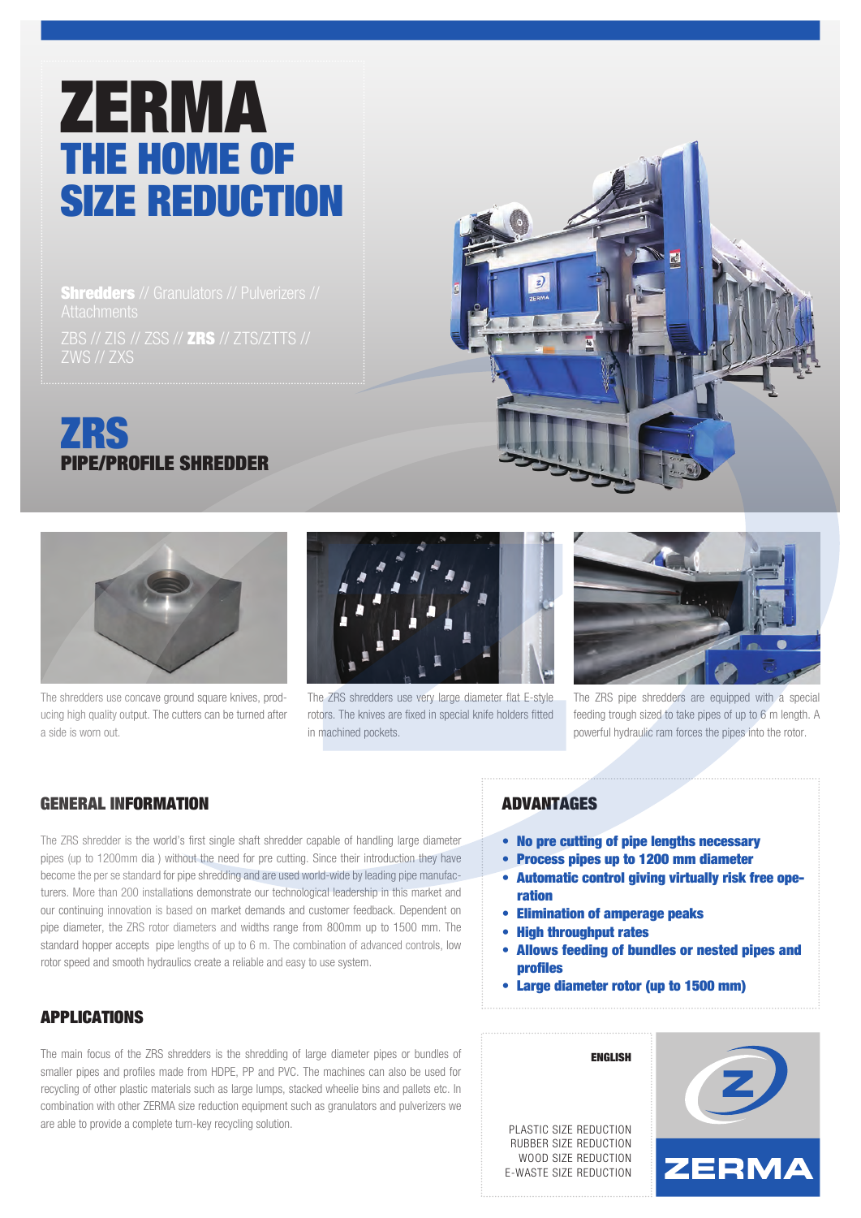# ZERMA

## THE HOME OF SIZE REDUCTION

**Shredders** // Granulators // Pulverizers // Attachments

ZBS // ZIS // ZSS // **ZRS** // ZTS/ZTTS // ZWS // ZXS

# ZRS

## PIPE/PROFILE SHREDDER

The shredders use concave ground square knives, producing high quality output. The cutters can be turned after a side is worn out.

The ZRS shredders use very large diameter flat E-style rotors. The knives are fixed in special knife holders fitted in machined pockets.

The ZRS pipe shredders are equipped with a special feeding trough sized to take pipes of up to 6 m length. A powerful hydraulic ram forces the pipes into the rotor.

## GENERAL INFORMATION

The ZRS shredder is the world's first single shaft shredder capable of handling large diameter pipes (up to 1200mm dia ) without the need for pre cutting. Since their introduction they have become the per se standard for pipe shredding and are used world-wide by leading pipe manufacturers. More than 200 installations demonstrate our technological leadership in this market and our continuing innovation is based on market demands and customer feedback. Dependent on pipe diameter, the ZRS rotor diameters and widths range from 800mm up to 1500 mm. The standard hopper accepts pipe lengths of up to 6 m. The combination of advanced controls, low rotor speed and smooth hydraulics create a reliable and easy to use system.

## ADVANTAGES

- **No pre cutting of pipe lengths necessary**
- **Process pipes up to 1200 mm diameter**
- **Automatic control giving virtually risk free operation**
- **Elimination of amperage peaks**
- **High throughput rates**
- **Allows feeding of bundles or nested pipes and profiles**
- **Large diameter rotor (up to 1500 mm)**

## APPLICATIONS

The main focus of the ZRS shredders is the shredding of large diameter pipes or bundles of smaller pipes and profiles made from HDPE, PP and PVC. The machines can also be used for recycling of other plastic materials such as large lumps, stacked wheelie bins and pallets etc. In combination with other ZERMA size reduction equipment such as granulators and pulverizers we are able to provide a complete turn-key recycling solution.

**ENGLISH**

PLASTIC SIZE REDUCTION
RUBBER SIZE REDUCTION
WOOD SIZE REDUCTION
E-WASTE SIZE REDUCTION

ZERMA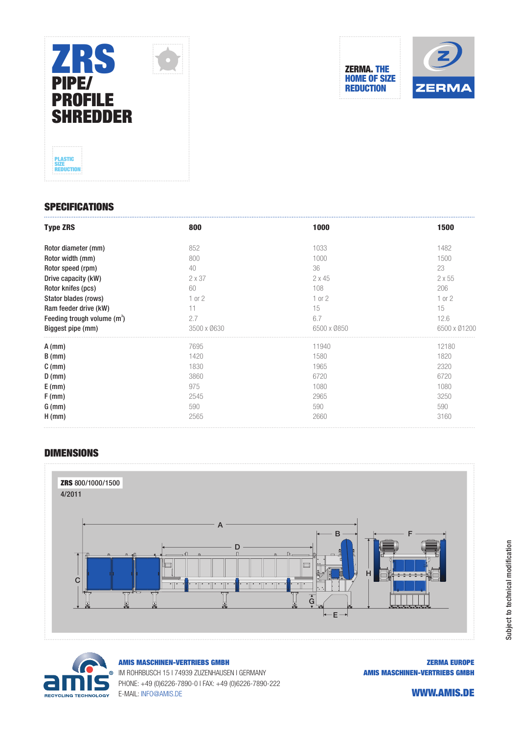# ZRS PIPE/ PROFILE SHREDDER

PLASTIC SIZE REDUCTION

ZERMA. THE HOME OF SIZE REDUCTION

ZERMA

## SPECIFICATIONS

| Type ZRS | 800 | 1000 | 1500 |
|---|---|---|---|
| Rotor diameter (mm) | 852 | 1033 | 1482 |
| Rotor width (mm) | 800 | 1000 | 1500 |
| Rotor speed (rpm) | 40 | 36 | 23 |
| Drive capacity (kW) | 2 x 37 | 2 x 45 | 2 x 55 |
| Rotor knifes (pcs) | 60 | 108 | 206 |
| Stator blades (rows) | 1 or 2 | 1 or 2 | 1 or 2 |
| Ram feeder drive (kW) | 11 | 15 | 15 |
| Feeding trough volume ($m^3$) | 2.7 | 6.7 | 12.6 |
| Biggest pipe (mm) | 3500 x Ø630 | 6500 x Ø850 | 6500 x Ø1200 |
| A (mm) | 7695 | 11940 | 12180 |
| B (mm) | 1420 | 1580 | 1820 |
| C (mm) | 1830 | 1965 | 2320 |
| D (mm) | 3860 | 6720 | 6720 |
| E (mm) | 975 | 1080 | 1080 |
| F (mm) | 2545 | 2965 | 3250 |
| G (mm) | 590 | 590 | 590 |
| H (mm) | 2565 | 2660 | 3160 |

## DIMENSIONS

ZRS 800/1000/1500
4/2011

A
B
F
D
C
H
G
E

Subject to technical modification

amis RECYCLING TECHNOLOGY

**AMIS MASCHINEN-VERTRIEBS GMBH**
IM ROHRBUSCH 15 I 74939 ZUZENHAUSEN I GERMANY
PHONE: +49 (0)6226-7890-0 I FAX: +49 (0)6226-7890-222
E-MAIL: INFO@AMIS.DE

**ZERMA EUROPE**
**AMIS MASCHINEN-VERTRIEBS GMBH**

**WWW.AMIS.DE**